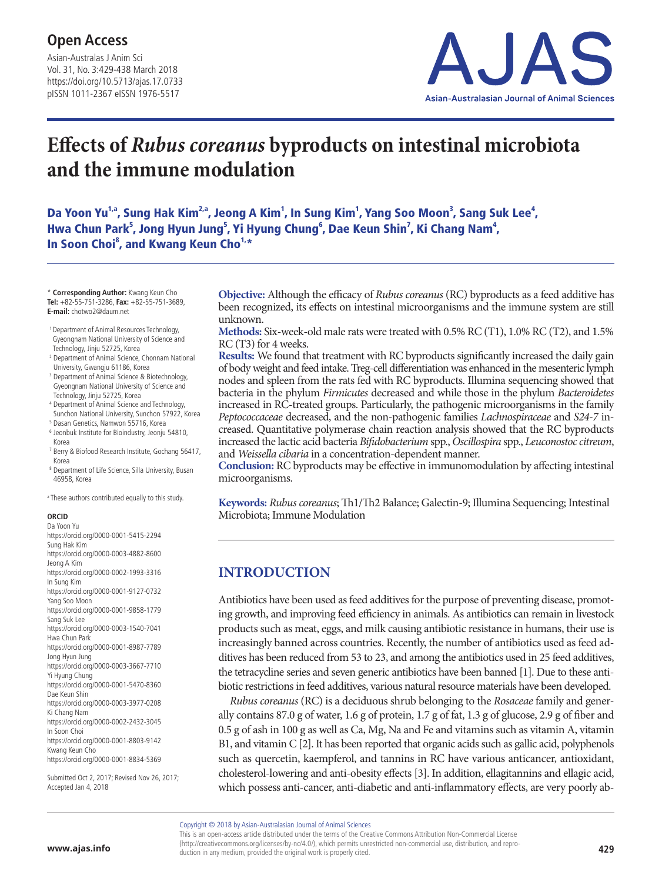# Effects of *Rubus coreanus* byproducts on intestinal microbiota and the immune modulation

Da Yoon Yu[1,a], Sung Hak Kim[2,a], Jeong A Kim[1], In Sung Kim[1], Yang Soo Moon[3], Sang Suk Lee[4], Hwa Chun Park[5], Jong Hyun Jung[5], Yi Hyung Chung[6], Dae Keun Shin[7], Ki Chang Nam[4], In Soon Choi[8], and Kwang Keun Cho[1,*]

\* **Corresponding Author:** Kwang Keun Cho
**Tel:** +82-55-751-3286, **Fax:** +82-55-751-3689,
**E-mail:** chotwo2@daum.net

[1] Department of Animal Resources Technology, Gyeongnam National University of Science and Technology, Jinju 52725, Korea
[2] Department of Animal Science, Chonnam National University, Gwangju 61186, Korea
[3] Department of Animal Science & Biotechnology, Gyeongnam National University of Science and Technology, Jinju 52725, Korea
[4] Department of Animal Science and Technology, Sunchon National University, Sunchon 57922, Korea
[5] Dasan Genetics, Namwon 55716, Korea
[6] Jeonbuk Institute for Bioindustry, Jeonju 54810, Korea
[7] Berry & Biofood Research Institute, Gochang 56417, Korea
[8] Department of Life Science, Silla University, Busan 46958, Korea

[a] These authors contributed equally to this study.

**ORCID**
Da Yoon Yu
https://orcid.org/0000-0001-5415-2294
Sung Hak Kim
https://orcid.org/0000-0003-4882-8600
Jeong A Kim
https://orcid.org/0000-0002-1993-3316
In Sung Kim
https://orcid.org/0000-0001-9127-0732
Yang Soo Moon
https://orcid.org/0000-0001-9858-1779
Sang Suk Lee
https://orcid.org/0000-0003-1540-7041
Hwa Chun Park
https://orcid.org/0000-0001-8987-7789
Jong Hyun Jung
https://orcid.org/0000-0003-3667-7710
Yi Hyung Chung
https://orcid.org/0000-0001-5470-8360
Dae Keun Shin
https://orcid.org/0000-0003-3977-0208
Ki Chang Nam
https://orcid.org/0000-0002-2432-3045
In Soon Choi
https://orcid.org/0000-0001-8803-9142
Kwang Keun Cho
https://orcid.org/0000-0001-8834-5369

Submitted Oct 2, 2017; Revised Nov 26, 2017; Accepted Jan 4, 2018

**Objective:** Although the efficacy of *Rubus coreanus* (RC) byproducts as a feed additive has been recognized, its effects on intestinal microorganisms and the immune system are still unknown.

**Methods:** Six-week-old male rats were treated with 0.5% RC (T1), 1.0% RC (T2), and 1.5% RC (T3) for 4 weeks.

**Results:** We found that treatment with RC byproducts significantly increased the daily gain of body weight and feed intake. Treg-cell differentiation was enhanced in the mesenteric lymph nodes and spleen from the rats fed with RC byproducts. Illumina sequencing showed that bacteria in the phylum *Firmicutes* decreased and while those in the phylum *Bacteroidetes* increased in RC-treated groups. Particularly, the pathogenic microorganisms in the family *Peptococcaceae* decreased, and the non-pathogenic families *Lachnospiraceae* and *S24-7* increased. Quantitative polymerase chain reaction analysis showed that the RC byproducts increased the lactic acid bacteria *Bifidobacterium* spp., *Oscillospira* spp., *Leuconostoc citreum*, and *Weissella cibaria* in a concentration-dependent manner.

**Conclusion:** RC byproducts may be effective in immunomodulation by affecting intestinal microorganisms.

**Keywords:** *Rubus coreanus*; Th1/Th2 Balance; Galectin-9; Illumina Sequencing; Intestinal Microbiota; Immune Modulation

## INTRODUCTION

Antibiotics have been used as feed additives for the purpose of preventing disease, promoting growth, and improving feed efficiency in animals. As antibiotics can remain in livestock products such as meat, eggs, and milk causing antibiotic resistance in humans, their use is increasingly banned across countries. Recently, the number of antibiotics used as feed additives has been reduced from 53 to 23, and among the antibiotics used in 25 feed additives, the tetracycline series and seven generic antibiotics have been banned [1]. Due to these antibiotic restrictions in feed additives, various natural resource materials have been developed.

*Rubus coreanus* (RC) is a deciduous shrub belonging to the *Rosaceae* family and generally contains 87.0 g of water, 1.6 g of protein, 1.7 g of fat, 1.3 g of glucose, 2.9 g of fiber and 0.5 g of ash in 100 g as well as Ca, Mg, Na and Fe and vitamins such as vitamin A, vitamin B1, and vitamin C [2]. It has been reported that organic acids such as gallic acid, polyphenols such as quercetin, kaempferol, and tannins in RC have various anticancer, antioxidant, cholesterol-lowering and anti-obesity effects [3]. In addition, ellagitannins and ellagic acid, which possess anti-cancer, anti-diabetic and anti-inflammatory effects, are very poorly ab-

Copyright © 2018 by Asian-Australasian Journal of Animal Sciences
This is an open-access article distributed under the terms of the Creative Commons Attribution Non-Commercial License (http://creativecommons.org/licenses/by-nc/4.0/), which permits unrestricted non-commercial use, distribution, and reproduction in any medium, provided the original work is properly cited.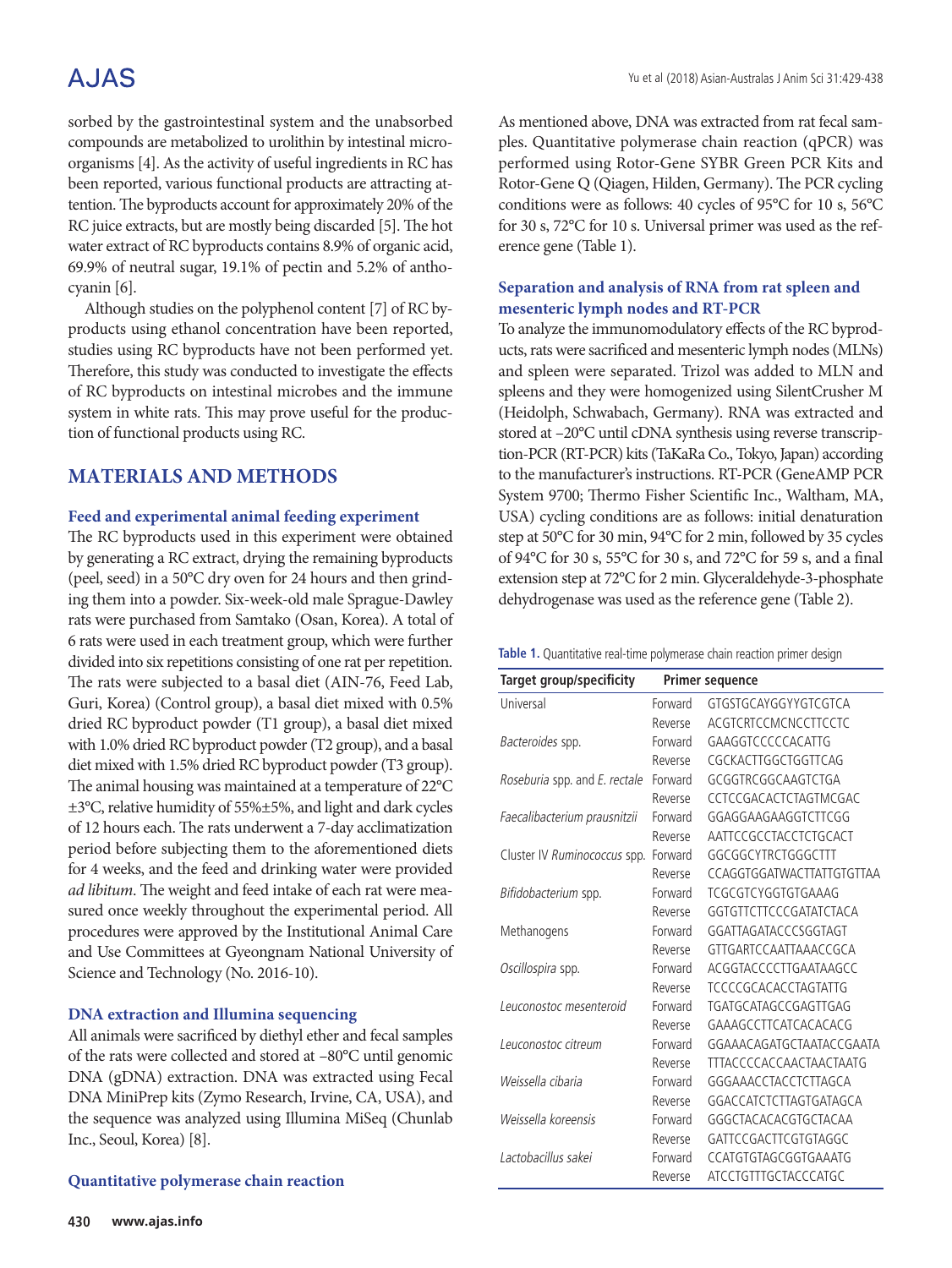sorbed by the gastrointestinal system and the unabsorbed compounds are metabolized to urolithin by intestinal microorganisms [4]. As the activity of useful ingredients in RC has been reported, various functional products are attracting attention. The byproducts account for approximately 20% of the RC juice extracts, but are mostly being discarded [5]. The hot water extract of RC byproducts contains 8.9% of organic acid, 69.9% of neutral sugar, 19.1% of pectin and 5.2% of anthocyanin [6].

Although studies on the polyphenol content [7] of RC byproducts using ethanol concentration have been reported, studies using RC byproducts have not been performed yet. Therefore, this study was conducted to investigate the effects of RC byproducts on intestinal microbes and the immune system in white rats. This may prove useful for the production of functional products using RC.

## MATERIALS AND METHODS

### Feed and experimental animal feeding experiment

The RC byproducts used in this experiment were obtained by generating a RC extract, drying the remaining byproducts (peel, seed) in a 50°C dry oven for 24 hours and then grinding them into a powder. Six-week-old male Sprague-Dawley rats were purchased from Samtako (Osan, Korea). A total of 6 rats were used in each treatment group, which were further divided into six repetitions consisting of one rat per repetition. The rats were subjected to a basal diet (AIN-76, Feed Lab, Guri, Korea) (Control group), a basal diet mixed with 0.5% dried RC byproduct powder (T1 group), a basal diet mixed with 1.0% dried RC byproduct powder (T2 group), and a basal diet mixed with 1.5% dried RC byproduct powder (T3 group). The animal housing was maintained at a temperature of 22°C ±3°C, relative humidity of 55%±5%, and light and dark cycles of 12 hours each. The rats underwent a 7-day acclimatization period before subjecting them to the aforementioned diets for 4 weeks, and the feed and drinking water were provided *ad libitum*. The weight and feed intake of each rat were measured once weekly throughout the experimental period. All procedures were approved by the Institutional Animal Care and Use Committees at Gyeongnam National University of Science and Technology (No. 2016-10).

### DNA extraction and Illumina sequencing

All animals were sacrificed by diethyl ether and fecal samples of the rats were collected and stored at –80°C until genomic DNA (gDNA) extraction. DNA was extracted using Fecal DNA MiniPrep kits (Zymo Research, Irvine, CA, USA), and the sequence was analyzed using Illumina MiSeq (Chunlab Inc., Seoul, Korea) [8].

### Quantitative polymerase chain reaction

As mentioned above, DNA was extracted from rat fecal samples. Quantitative polymerase chain reaction (qPCR) was performed using Rotor-Gene SYBR Green PCR Kits and Rotor-Gene Q (Qiagen, Hilden, Germany). The PCR cycling conditions were as follows: 40 cycles of 95°C for 10 s, 56°C for 30 s, 72°C for 10 s. Universal primer was used as the reference gene (Table 1).

### Separation and analysis of RNA from rat spleen and mesenteric lymph nodes and RT-PCR

To analyze the immunomodulatory effects of the RC byproducts, rats were sacrificed and mesenteric lymph nodes (MLNs) and spleen were separated. Trizol was added to MLN and spleens and they were homogenized using SilentCrusher M (Heidolph, Schwabach, Germany). RNA was extracted and stored at –20°C until cDNA synthesis using reverse transcription-PCR (RT-PCR) kits (TaKaRa Co., Tokyo, Japan) according to the manufacturer's instructions. RT-PCR (GeneAMP PCR System 9700; Thermo Fisher Scientific Inc., Waltham, MA, USA) cycling conditions are as follows: initial denaturation step at 50°C for 30 min, 94°C for 2 min, followed by 35 cycles of 94°C for 30 s, 55°C for 30 s, and 72°C for 59 s, and a final extension step at 72°C for 2 min. Glyceraldehyde-3-phosphate dehydrogenase was used as the reference gene (Table 2).

**Table 1.** Quantitative real-time polymerase chain reaction primer design

| Target group/specificity | Primer sequence | |
|---|---|---|
| Universal | Forward | GTGSTGCAYGGYYGTCGTCA |
| | Reverse | ACGTCRTCCMCNCCTTCCTC |
| *Bacteroides* spp. | Forward | GAAGGTCCCCCACATTG |
| | Reverse | CGCKACTTGGCTGGTTCAG |
| *Roseburia* spp. and *E. rectale* | Forward | GCGGTRCGGCAAGTCTGA |
| | Reverse | CCTCCGACACTCTAGTMCGAC |
| *Faecalibacterium prausnitzii* | Forward | GGAGGAAGAAGGTCTTCGG |
| | Reverse | AATTCCGCCTACCTCTGCACT |
| Cluster IV *Ruminococcus* spp. | Forward | GGCGGCYTRCTGGGCTTT |
| | Reverse | CCAGGTGGATWACTTATTGTGTTAA |
| *Bifidobacterium* spp. | Forward | TCGCGTCYGGTGTGAAAG |
| | Reverse | GGTGTTCTTCCCGATATCTACA |
| Methanogens | Forward | GGATTAGATACCCSGGTAGT |
| | Reverse | GTTGARTCCAATTAAACCGCA |
| *Oscillospira* spp. | Forward | ACGGTACCCCTTGAATAAGCC |
| | Reverse | TCCCCGCACACCTAGTATTG |
| *Leuconostoc mesenteroid* | Forward | TGATGCATAGCCGAGTTGAG |
| | Reverse | GAAAGCCTTCATCACACACG |
| *Leuconostoc citreum* | Forward | GGAAACAGATGCTAATACCGAATA |
| | Reverse | TTTACCCCACCAACTAACTAATG |
| *Weissella cibaria* | Forward | GGGAAACCTACCTCTTAGCA |
| | Reverse | GGACCATCTCTTAGTGATAGCA |
| *Weissella koreensis* | Forward | GGGCTACACACGTGCTACAA |
| | Reverse | GATTCCGACTTCGTGTAGGC |
| *Lactobacillus sakei* | Forward | CCATGTGTAGCGGTGAAATG |
| | Reverse | ATCCTGTTTGCTACCCATGC |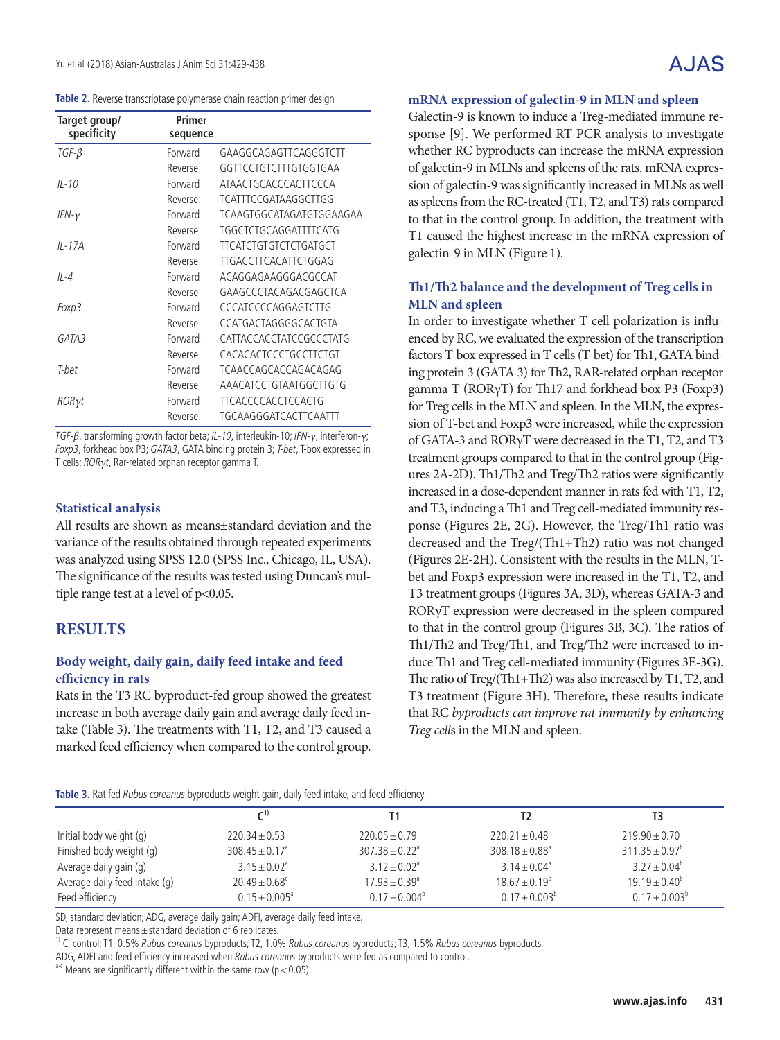**Table 2.** Reverse transcriptase polymerase chain reaction primer design

| Target group/ specificity | Primer sequence | |
|---|---|---|
| *TGF-β* | Forward | GAAGGCAGAGTTCAGGGTCTT |
| | Reverse | GGTTCCTGTCTTTGTGGTGAA |
| *IL-10* | Forward | ATAACTGCACCCACTTCCCA |
| | Reverse | TCATTTCCGATAAGGCTTGG |
| *IFN-γ* | Forward | TCAAGTGGCATAGATGTGGAAGAA |
| | Reverse | TGGCTCTGCAGGATTTTCATG |
| *IL-17A* | Forward | TTCATCTGTGTCTCTGATGCT |
| | Reverse | TTGACCTTCACATTCTGGAG |
| *IL-4* | Forward | ACAGGAGAAGGGACGCCAT |
| | Reverse | GAAGCCCTACAGACGAGCTCA |
| *Foxp3* | Forward | CCCATCCCCAGGAGTCTTG |
| | Reverse | CCATGACTAGGGGCACTGTA |
| *GATA3* | Forward | CATTACCACCTATCCGCCCTATG |
| | Reverse | CACACACTCCCTGCCTTCTGT |
| *T-bet* | Forward | TCAACCAGCACCAGACAGAG |
| | Reverse | AAACATCCTGTAATGGCTTGTG |
| *RORγt* | Forward | TTCACCCCACCTCCACTG |
| | Reverse | TGCAAGGGATCACTTCAATTT |

*TGF-β*, transforming growth factor beta; *IL-10*, interleukin-10; *IFN-γ*, interferon-γ; *Foxp3*, forkhead box P3; *GATA3*, GATA binding protein 3; *T-bet*, T-box expressed in T cells; *RORγt*, Rar-related orphan receptor gamma T.

### Statistical analysis

All results are shown as means±standard deviation and the variance of the results obtained through repeated experiments was analyzed using SPSS 12.0 (SPSS Inc., Chicago, IL, USA). The significance of the results was tested using Duncan's multiple range test at a level of $p<0.05$.

## RESULTS

### Body weight, daily gain, daily feed intake and feed efficiency in rats

Rats in the T3 RC byproduct-fed group showed the greatest increase in both average daily gain and average daily feed intake (Table 3). The treatments with T1, T2, and T3 caused a marked feed efficiency when compared to the control group.

### mRNA expression of galectin-9 in MLN and spleen

Galectin-9 is known to induce a Treg-mediated immune response [9]. We performed RT-PCR analysis to investigate whether RC byproducts can increase the mRNA expression of galectin-9 in MLNs and spleens of the rats. mRNA expression of galectin-9 was significantly increased in MLNs as well as spleens from the RC-treated (T1, T2, and T3) rats compared to that in the control group. In addition, the treatment with T1 caused the highest increase in the mRNA expression of galectin-9 in MLN (Figure 1).

### Th1/Th2 balance and the development of Treg cells in MLN and spleen

In order to investigate whether T cell polarization is influenced by RC, we evaluated the expression of the transcription factors T-box expressed in T cells (T-bet) for Th1, GATA binding protein 3 (GATA 3) for Th2, RAR-related orphan receptor gamma T (RORγT) for Th17 and forkhead box P3 (Foxp3) for Treg cells in the MLN and spleen. In the MLN, the expression of T-bet and Foxp3 were increased, while the expression of GATA-3 and RORγT were decreased in the T1, T2, and T3 treatment groups compared to that in the control group (Figures 2A-2D). Th1/Th2 and Treg/Th2 ratios were significantly increased in a dose-dependent manner in rats fed with T1, T2, and T3, inducing a Th1 and Treg cell-mediated immunity response (Figures 2E, 2G). However, the Treg/Th1 ratio was decreased and the Treg/(Th1+Th2) ratio was not changed (Figures 2E-2H). Consistent with the results in the MLN, T-bet and Foxp3 expression were increased in the T1, T2, and T3 treatment groups (Figures 3A, 3D), whereas GATA-3 and RORγT expression were decreased in the spleen compared to that in the control group (Figures 3B, 3C). The ratios of Th1/Th2 and Treg/Th1, and Treg/Th2 were increased to induce Th1 and Treg cell-mediated immunity (Figures 3E-3G). The ratio of Treg/(Th1+Th2) was also increased by T1, T2, and T3 treatment (Figure 3H). Therefore, these results indicate that RC *byproducts can improve rat immunity by enhancing Treg cell*s in the MLN and spleen.

**Table 3.** Rat fed *Rubus coreanus* byproducts weight gain, daily feed intake, and feed efficiency

| | C[1)] | T1 | T2 | T3 |
|---|---|---|---|---|
| Initial body weight (g) | 220.34±0.53 | 220.05±0.79 | 220.21±0.48 | 219.90±0.70 |
| Finished body weight (g) | 308.45±0.17[a] | 307.38±0.22[a] | 308.18±0.88[a] | 311.35±0.97[b] |
| Average daily gain (g) | 3.15±0.02[a] | 3.12±0.02[a] | 3.14±0.04[a] | 3.27±0.04[b] |
| Average daily feed intake (g) | 20.49±0.68[c] | 17.93±0.39[a] | 18.67±0.19[b] | 19.19±0.40[b] |
| Feed efficiency | 0.15±0.005[a] | 0.17±0.004[b] | 0.17±0.003[b] | 0.17±0.003[b] |

SD, standard deviation; ADG, average daily gain; ADFI, average daily feed intake.
Data represent means±standard deviation of 6 replicates.
[1)] C, control; T1, 0.5% *Rubus coreanus* byproducts; T2, 1.0% *Rubus coreanus* byproducts; T3, 1.5% *Rubus coreanus* byproducts.
ADG, ADFI and feed efficiency increased when *Rubus coreanus* byproducts were fed as compared to control.
[a-c] Means are significantly different within the same row ($p<0.05$).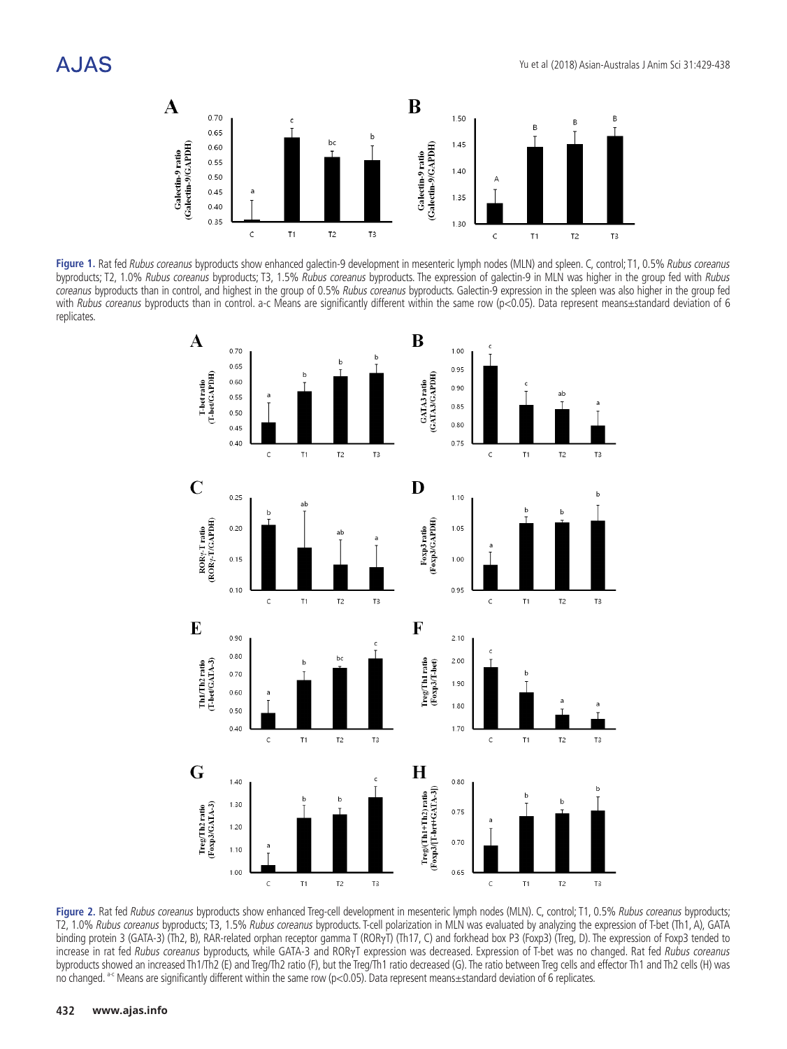**Figure 1.** Rat fed *Rubus coreanus* byproducts show enhanced galectin-9 development in mesenteric lymph nodes (MLN) and spleen. C, control; T1, 0.5% *Rubus coreanus* byproducts; T2, 1.0% *Rubus coreanus* byproducts; T3, 1.5% *Rubus coreanus* byproducts. The expression of galectin-9 in MLN was higher in the group fed with *Rubus coreanus* byproducts than in control, and highest in the group of 0.5% *Rubus coreanus* byproducts. Galectin-9 expression in the spleen was also higher in the group fed with *Rubus coreanus* byproducts than in control. a-c Means are significantly different within the same row (p<0.05). Data represent means±standard deviation of 6 replicates.

**Figure 2.** Rat fed *Rubus coreanus* byproducts show enhanced Treg-cell development in mesenteric lymph nodes (MLN). C, control; T1, 0.5% *Rubus coreanus* byproducts; T2, 1.0% *Rubus coreanus* byproducts; T3, 1.5% *Rubus coreanus* byproducts. T-cell polarization in MLN was evaluated by analyzing the expression of T-bet (Th1, A), GATA binding protein 3 (GATA-3) (Th2, B), RAR-related orphan receptor gamma T (RORγT) (Th17, C) and forkhead box P3 (Foxp3) (Treg, D). The expression of Foxp3 tended to increase in rat fed *Rubus coreanus* byproducts, while GATA-3 and RORγT expression was decreased. Expression of T-bet was no changed. Rat fed *Rubus coreanus* byproducts showed an increased Th1/Th2 (E) and Treg/Th2 ratio (F), but the Treg/Th1 ratio decreased (G). The ratio between Treg cells and effector Th1 and Th2 cells (H) was no changed. [a-c] Means are significantly different within the same row (p<0.05). Data represent means±standard deviation of 6 replicates.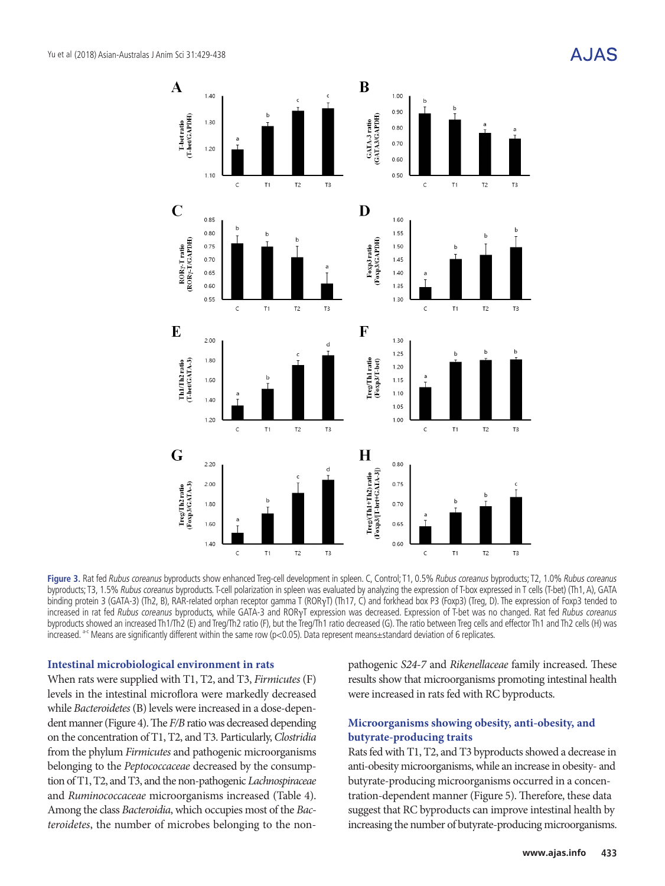**Figure 3.** Rat fed *Rubus coreanus* byproducts show enhanced Treg-cell development in spleen. C, Control; T1, 0.5% *Rubus coreanus* byproducts; T2, 1.0% *Rubus coreanus* byproducts; T3, 1.5% *Rubus coreanus* byproducts. T-cell polarization in spleen was evaluated by analyzing the expression of T-box expressed in T cells (T-bet) (Th1, A), GATA binding protein 3 (GATA-3) (Th2, B), RAR-related orphan receptor gamma T (RORγT) (Th17, C) and forkhead box P3 (Foxp3) (Treg, D). The expression of Foxp3 tended to increased in rat fed *Rubus coreanus* byproducts, while GATA-3 and RORγT expression was decreased. Expression of T-bet was no changed. Rat fed *Rubus coreanus* byproducts showed an increased Th1/Th2 (E) and Treg/Th2 ratio (F), but the Treg/Th1 ratio decreased (G). The ratio between Treg cells and effector Th1 and Th2 cells (H) was increased. [a-c] Means are significantly different within the same row ($p<0.05$). Data represent means±standard deviation of 6 replicates.

### Intestinal microbiological environment in rats

When rats were supplied with T1, T2, and T3, *Firmicutes* (F) levels in the intestinal microflora were markedly decreased while *Bacteroidetes* (B) levels were increased in a dose-dependent manner (Figure 4). The *F/B* ratio was decreased depending on the concentration of T1, T2, and T3. Particularly, *Clostridia* from the phylum *Firmicutes* and pathogenic microorganisms belonging to the *Peptococcaceae* decreased by the consumption of T1, T2, and T3, and the non-pathogenic *Lachnospiraceae* and *Ruminococcaceae* microorganisms increased (Table 4). Among the class *Bacteroidia*, which occupies most of the *Bacteroidetes*, the number of microbes belonging to the non-pathogenic *S24-7* and *Rikenellaceae* family increased. These results show that microorganisms promoting intestinal health were increased in rats fed with RC byproducts.

### Microorganisms showing obesity, anti-obesity, and butyrate-producing traits

Rats fed with T1, T2, and T3 byproducts showed a decrease in anti-obesity microorganisms, while an increase in obesity- and butyrate-producing microorganisms occurred in a concentration-dependent manner (Figure 5). Therefore, these data suggest that RC byproducts can improve intestinal health by increasing the number of butyrate-producing microorganisms.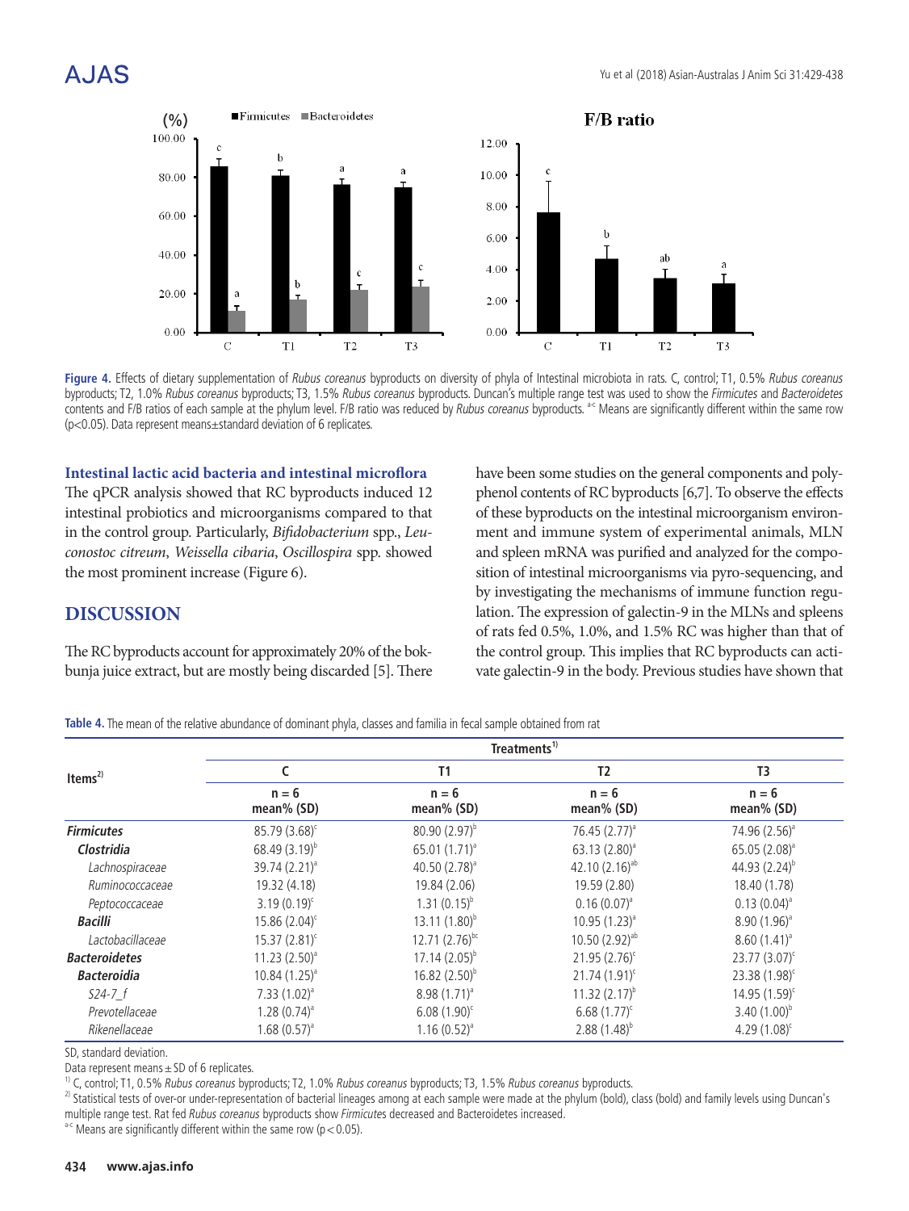Figure 4. Effects of dietary supplementation of *Rubus coreanus* byproducts on diversity of phyla of Intestinal microbiota in rats. C, control; T1, 0.5% *Rubus coreanus* byproducts; T2, 1.0% *Rubus coreanus* byproducts; T3, 1.5% *Rubus coreanus* byproducts. Duncan's multiple range test was used to show the *Firmicutes* and *Bacteroidetes* contents and F/B ratios of each sample at the phylum level. F/B ratio was reduced by *Rubus coreanus* byproducts. [a-c] Means are significantly different within the same row (p<0.05). Data represent means±standard deviation of 6 replicates.

### Intestinal lactic acid bacteria and intestinal microflora

The qPCR analysis showed that RC byproducts induced 12 intestinal probiotics and microorganisms compared to that in the control group. Particularly, *Bifidobacterium* spp., *Leuconostoc citreum*, *Weissella cibaria*, *Oscillospira* spp. showed the most prominent increase (Figure 6).

## DISCUSSION

The RC byproducts account for approximately 20% of the bokbunja juice extract, but are mostly being discarded [5]. There have been some studies on the general components and polyphenol contents of RC byproducts [6,7]. To observe the effects of these byproducts on the intestinal microorganism environment and immune system of experimental animals, MLN and spleen mRNA was purified and analyzed for the composition of intestinal microorganisms via pyro-sequencing, and by investigating the mechanisms of immune function regulation. The expression of galectin-9 in the MLNs and spleens of rats fed 0.5%, 1.0%, and 1.5% RC was higher than that of the control group. This implies that RC byproducts can activate galectin-9 in the body. Previous studies have shown that

**Table 4.** The mean of the relative abundance of dominant phyla, classes and familia in fecal sample obtained from rat

| Items[2)] | Treatments[1)] | | | |
|---|---|---|---|---|
| | C | T1 | T2 | T3 |
| | n = 6 mean% (SD) | n = 6 mean% (SD) | n = 6 mean% (SD) | n = 6 mean% (SD) |
| ***Firmicutes*** | 85.79 (3.68)[c] | 80.90 (2.97)[b] | 76.45 (2.77)[a] | 74.96 (2.56)[a] |
| ***Clostridia*** | 68.49 (3.19)[b] | 65.01 (1.71)[a] | 63.13 (2.80)[a] | 65.05 (2.08)[a] |
| *Lachnospiraceae* | 39.74 (2.21)[a] | 40.50 (2.78)[a] | 42.10 (2.16)[ab] | 44.93 (2.24)[b] |
| *Ruminococcaceae* | 19.32 (4.18) | 19.84 (2.06) | 19.59 (2.80) | 18.40 (1.78) |
| *Peptococcaceae* | 3.19 (0.19)[c] | 1.31 (0.15)[b] | 0.16 (0.07)[a] | 0.13 (0.04)[a] |
| ***Bacilli*** | 15.86 (2.04)[c] | 13.11 (1.80)[b] | 10.95 (1.23)[a] | 8.90 (1.96)[a] |
| *Lactobacillaceae* | 15.37 (2.81)[c] | 12.71 (2.76)[bc] | 10.50 (2.92)[ab] | 8.60 (1.41)[a] |
| ***Bacteroidetes*** | 11.23 (2.50)[a] | 17.14 (2.05)[b] | 21.95 (2.76)[c] | 23.77 (3.07)[c] |
| ***Bacteroidia*** | 10.84 (1.25)[a] | 16.82 (2.50)[b] | 21.74 (1.91)[c] | 23.38 (1.98)[c] |
| *S24-7_f* | 7.33 (1.02)[a] | 8.98 (1.71)[a] | 11.32 (2.17)[b] | 14.95 (1.59)[c] |
| *Prevotellaceae* | 1.28 (0.74)[a] | 6.08 (1.90)[c] | 6.68 (1.77)[c] | 3.40 (1.00)[b] |
| *Rikenellaceae* | 1.68 (0.57)[a] | 1.16 (0.52)[a] | 2.88 (1.48)[b] | 4.29 (1.08)[c] |

SD, standard deviation.

Data represent means ± SD of 6 replicates.

[1)] C, control; T1, 0.5% *Rubus coreanus* byproducts; T2, 1.0% *Rubus coreanus* byproducts; T3, 1.5% *Rubus coreanus* byproducts.

[2)] Statistical tests of over-or under-representation of bacterial lineages among at each sample were made at the phylum (bold), class (bold) and family levels using Duncan's multiple range test. Rat fed *Rubus coreanus* byproducts show *Firmicute*s decreased and Bacteroidetes increased.

[a-c] Means are significantly different within the same row (p < 0.05).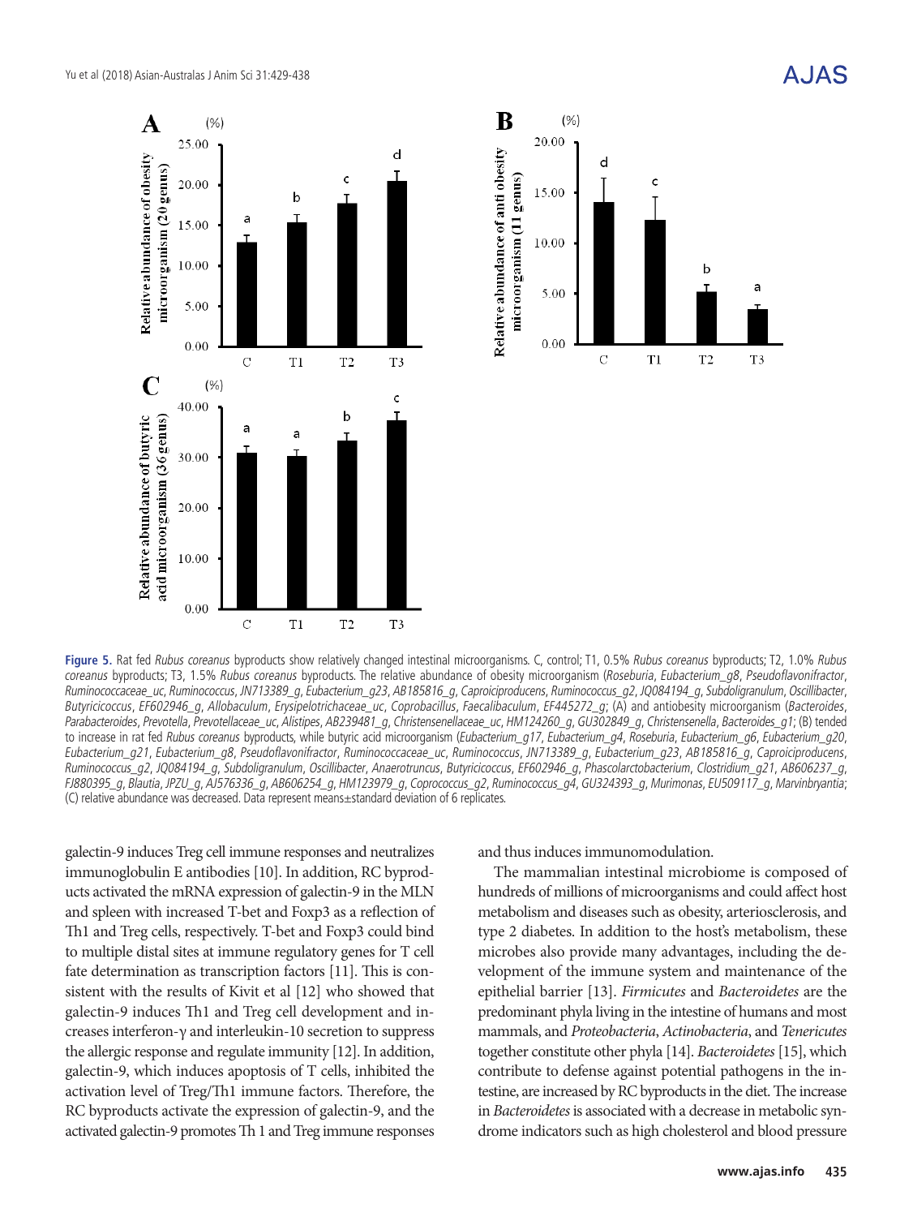**Figure 5.** Rat fed *Rubus coreanus* byproducts show relatively changed intestinal microorganisms. C, control; T1, 0.5% *Rubus coreanus* byproducts; T2, 1.0% *Rubus coreanus* byproducts; T3, 1.5% *Rubus coreanus* byproducts. The relative abundance of obesity microorganism (*Roseburia*, *Eubacterium_g8*, *Pseudoflavonifractor*, *Ruminococcaceae_uc*, *Ruminococcus*, *JN713389_g*, *Eubacterium_g23*, *AB185816_g*, *Caproiciproducens*, *Ruminococcus_g2*, *JQ084194_g*, *Subdoligranulum*, *Oscillibacter*, *Butyricicoccus*, *EF602946_g*, *Allobaculum*, *Erysipelotrichaceae_uc*, *Coprobacillus*, *Faecalibaculum*, *EF445272_g*; (A) and antiobesity microorganism (*Bacteroides*, *Parabacteroides*, *Prevotella*, *Prevotellaceae_uc*, *Alistipes*, *AB239481_g*, *Christensenellaceae_uc*, *HM124260_g*, *GU302849_g*, *Christensenella*, *Bacteroides_g1*; (B) tended to increase in rat fed *Rubus coreanus* byproducts, while butyric acid microorganism (*Eubacterium_g17*, *Eubacterium_g4*, *Roseburia*, *Eubacterium_g6*, *Eubacterium_g20*, *Eubacterium_g21*, *Eubacterium_g8*, *Pseudoflavonifractor*, *Ruminococcaceae_uc*, *Ruminococcus*, *JN713389_g*, *Eubacterium_g23*, *AB185816_g*, *Caproiciproducens*, *Ruminococcus_g2*, *JQ084194_g*, *Subdoligranulum*, *Oscillibacter*, *Anaerotruncus*, *Butyricicoccus*, *EF602946_g*, *Phascolarctobacterium*, *Clostridium_g21*, *AB606237_g*, *FJ880395_g*, *Blautia*, *JPZU_g*, *AJ576336_g*, *AB606254_g*, *HM123979_g*, *Coprococcus_g2*, *Ruminococcus_g4*, *GU324393_g*, *Murimonas*, *EU509117_g*, *Marvinbryantia*; (C) relative abundance was decreased. Data represent means±standard deviation of 6 replicates.

galectin-9 induces Treg cell immune responses and neutralizes immunoglobulin E antibodies [10]. In addition, RC byproducts activated the mRNA expression of galectin-9 in the MLN and spleen with increased T-bet and Foxp3 as a reflection of Th1 and Treg cells, respectively. T-bet and Foxp3 could bind to multiple distal sites at immune regulatory genes for T cell fate determination as transcription factors [11]. This is consistent with the results of Kivit et al [12] who showed that galectin-9 induces Th1 and Treg cell development and increases interferon-γ and interleukin-10 secretion to suppress the allergic response and regulate immunity [12]. In addition, galectin-9, which induces apoptosis of T cells, inhibited the activation level of Treg/Th1 immune factors. Therefore, the RC byproducts activate the expression of galectin-9, and the activated galectin-9 promotes Th 1 and Treg immune responses and thus induces immunomodulation.

The mammalian intestinal microbiome is composed of hundreds of millions of microorganisms and could affect host metabolism and diseases such as obesity, arteriosclerosis, and type 2 diabetes. In addition to the host's metabolism, these microbes also provide many advantages, including the development of the immune system and maintenance of the epithelial barrier [13]. *Firmicutes* and *Bacteroidetes* are the predominant phyla living in the intestine of humans and most mammals, and *Proteobacteria*, *Actinobacteria*, and *Tenericutes* together constitute other phyla [14]. *Bacteroidetes* [15], which contribute to defense against potential pathogens in the intestine, are increased by RC byproducts in the diet. The increase in *Bacteroidetes* is associated with a decrease in metabolic syndrome indicators such as high cholesterol and blood pressure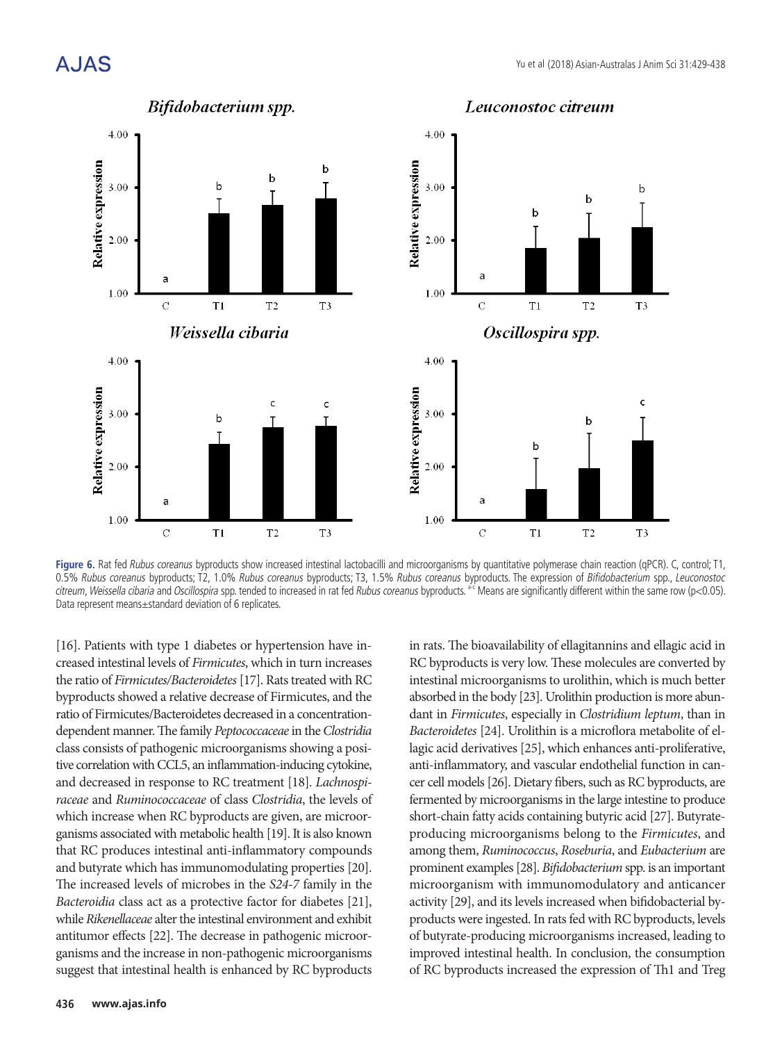Figure 6. Rat fed *Rubus coreanus* byproducts show increased intestinal lactobacilli and microorganisms by quantitative polymerase chain reaction (qPCR). C, control; T1, 0.5% *Rubus coreanus* byproducts; T2, 1.0% *Rubus coreanus* byproducts; T3, 1.5% *Rubus coreanus* byproducts. The expression of *Bifidobacterium* spp., *Leuconostoc citreum*, *Weissella cibaria* and *Oscillospira* spp. tended to increased in rat fed *Rubus coreanus* byproducts. [a-c] Means are significantly different within the same row (p<0.05). Data represent means±standard deviation of 6 replicates.

[16]. Patients with type 1 diabetes or hypertension have increased intestinal levels of *Firmicutes*, which in turn increases the ratio of *Firmicutes/Bacteroidetes* [17]. Rats treated with RC byproducts showed a relative decrease of Firmicutes, and the ratio of Firmicutes/Bacteroidetes decreased in a concentration-dependent manner. The family *Peptococcaceae* in the *Clostridia* class consists of pathogenic microorganisms showing a positive correlation with CCL5, an inflammation-inducing cytokine, and decreased in response to RC treatment [18]. *Lachnospiraceae* and *Ruminococcaceae* of class *Clostridia*, the levels of which increase when RC byproducts are given, are microorganisms associated with metabolic health [19]. It is also known that RC produces intestinal anti-inflammatory compounds and butyrate which has immunomodulating properties [20]. The increased levels of microbes in the *S24-7* family in the *Bacteroidia* class act as a protective factor for diabetes [21], while *Rikenellaceae* alter the intestinal environment and exhibit antitumor effects [22]. The decrease in pathogenic microorganisms and the increase in non-pathogenic microorganisms suggest that intestinal health is enhanced by RC byproducts in rats. The bioavailability of ellagitannins and ellagic acid in RC byproducts is very low. These molecules are converted by intestinal microorganisms to urolithin, which is much better absorbed in the body [23]. Urolithin production is more abundant in *Firmicutes*, especially in *Clostridium leptum*, than in *Bacteroidetes* [24]. Urolithin is a microflora metabolite of ellagic acid derivatives [25], which enhances anti-proliferative, anti-inflammatory, and vascular endothelial function in cancer cell models [26]. Dietary fibers, such as RC byproducts, are fermented by microorganisms in the large intestine to produce short-chain fatty acids containing butyric acid [27]. Butyrate-producing microorganisms belong to the *Firmicutes*, and among them, *Ruminococcus*, *Roseburia*, and *Eubacterium* are prominent examples [28]. *Bifidobacterium* spp. is an important microorganism with immunomodulatory and anticancer activity [29], and its levels increased when bifidobacterial byproducts were ingested. In rats fed with RC byproducts, levels of butyrate-producing microorganisms increased, leading to improved intestinal health. In conclusion, the consumption of RC byproducts increased the expression of Th1 and Treg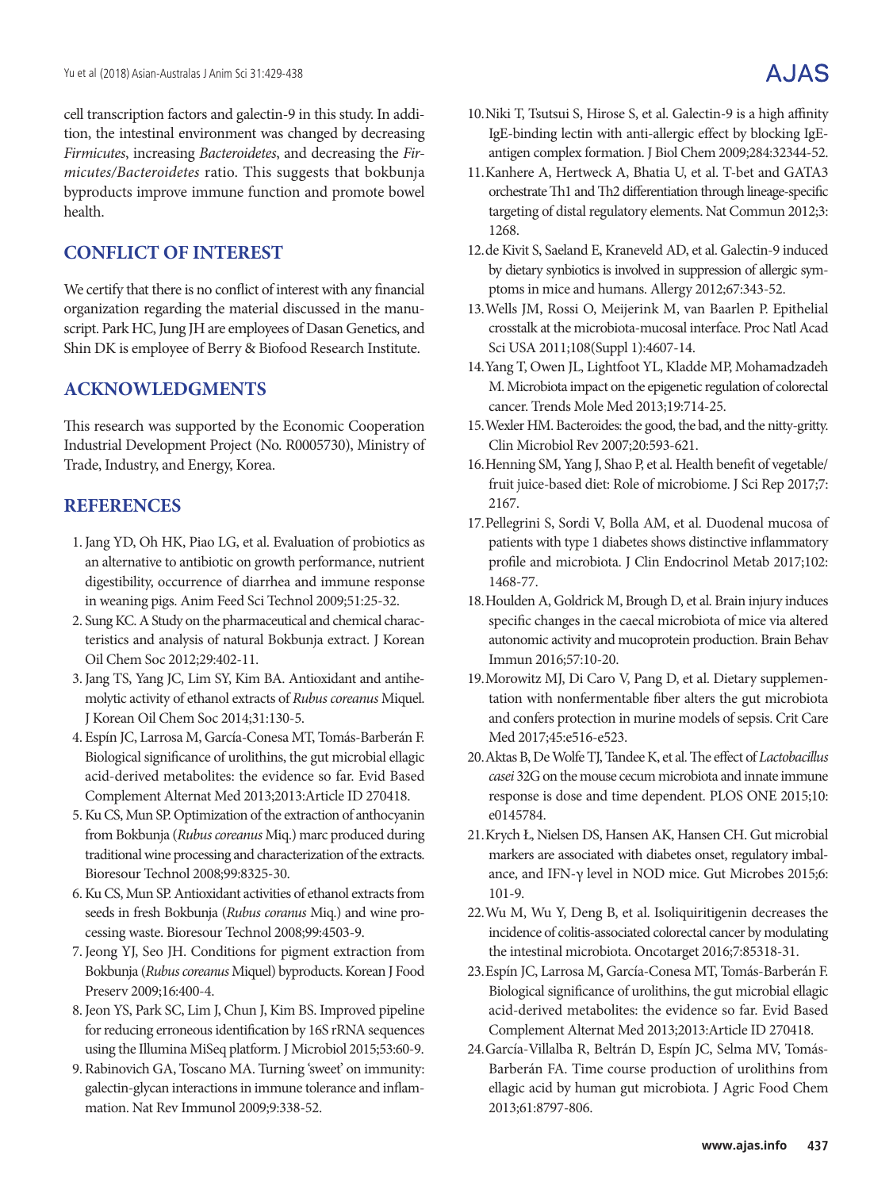cell transcription factors and galectin-9 in this study. In addition, the intestinal environment was changed by decreasing *Firmicutes*, increasing *Bacteroidetes*, and decreasing the *Firmicutes/Bacteroidetes* ratio. This suggests that bokbunja byproducts improve immune function and promote bowel health.

## CONFLICT OF INTEREST

We certify that there is no conflict of interest with any financial organization regarding the material discussed in the manuscript. Park HC, Jung JH are employees of Dasan Genetics, and Shin DK is employee of Berry & Biofood Research Institute.

## ACKNOWLEDGMENTS

This research was supported by the Economic Cooperation Industrial Development Project (No. R0005730), Ministry of Trade, Industry, and Energy, Korea.

## REFERENCES

1. Jang YD, Oh HK, Piao LG, et al. Evaluation of probiotics as an alternative to antibiotic on growth performance, nutrient digestibility, occurrence of diarrhea and immune response in weaning pigs. Anim Feed Sci Technol 2009;51:25-32.
2. Sung KC. A Study on the pharmaceutical and chemical characteristics and analysis of natural Bokbunja extract. J Korean Oil Chem Soc 2012;29:402-11.
3. Jang TS, Yang JC, Lim SY, Kim BA. Antioxidant and antihemolytic activity of ethanol extracts of *Rubus coreanus* Miquel. J Korean Oil Chem Soc 2014;31:130-5.
4. Espín JC, Larrosa M, García-Conesa MT, Tomás-Barberán F. Biological significance of urolithins, the gut microbial ellagic acid-derived metabolites: the evidence so far. Evid Based Complement Alternat Med 2013;2013:Article ID 270418.
5. Ku CS, Mun SP. Optimization of the extraction of anthocyanin from Bokbunja (*Rubus coreanus* Miq.) marc produced during traditional wine processing and characterization of the extracts. Bioresour Technol 2008;99:8325-30.
6. Ku CS, Mun SP. Antioxidant activities of ethanol extracts from seeds in fresh Bokbunja (*Rubus coranus* Miq.) and wine processing waste. Bioresour Technol 2008;99:4503-9.
7. Jeong YJ, Seo JH. Conditions for pigment extraction from Bokbunja (*Rubus coreanus* Miquel) byproducts. Korean J Food Preserv 2009;16:400-4.
8. Jeon YS, Park SC, Lim J, Chun J, Kim BS. Improved pipeline for reducing erroneous identification by 16S rRNA sequences using the Illumina MiSeq platform. J Microbiol 2015;53:60-9.
9. Rabinovich GA, Toscano MA. Turning 'sweet' on immunity: galectin-glycan interactions in immune tolerance and inflammation. Nat Rev Immunol 2009;9:338-52.
10. Niki T, Tsutsui S, Hirose S, et al. Galectin-9 is a high affinity IgE-binding lectin with anti-allergic effect by blocking IgE-antigen complex formation. J Biol Chem 2009;284:32344-52.
11. Kanhere A, Hertweck A, Bhatia U, et al. T-bet and GATA3 orchestrate Th1 and Th2 differentiation through lineage-specific targeting of distal regulatory elements. Nat Commun 2012;3:1268.
12. de Kivit S, Saeland E, Kraneveld AD, et al. Galectin-9 induced by dietary synbiotics is involved in suppression of allergic symptoms in mice and humans. Allergy 2012;67:343-52.
13. Wells JM, Rossi O, Meijerink M, van Baarlen P. Epithelial crosstalk at the microbiota-mucosal interface. Proc Natl Acad Sci USA 2011;108(Suppl 1):4607-14.
14. Yang T, Owen JL, Lightfoot YL, Kladde MP, Mohamadzadeh M. Microbiota impact on the epigenetic regulation of colorectal cancer. Trends Mole Med 2013;19:714-25.
15. Wexler HM. Bacteroides: the good, the bad, and the nitty-gritty. Clin Microbiol Rev 2007;20:593-621.
16. Henning SM, Yang J, Shao P, et al. Health benefit of vegetable/fruit juice-based diet: Role of microbiome. J Sci Rep 2017;7:2167.
17. Pellegrini S, Sordi V, Bolla AM, et al. Duodenal mucosa of patients with type 1 diabetes shows distinctive inflammatory profile and microbiota. J Clin Endocrinol Metab 2017;102:1468-77.
18. Houlden A, Goldrick M, Brough D, et al. Brain injury induces specific changes in the caecal microbiota of mice via altered autonomic activity and mucoprotein production. Brain Behav Immun 2016;57:10-20.
19. Morowitz MJ, Di Caro V, Pang D, et al. Dietary supplementation with nonfermentable fiber alters the gut microbiota and confers protection in murine models of sepsis. Crit Care Med 2017;45:e516-e523.
20. Aktas B, De Wolfe TJ, Tandee K, et al. The effect of *Lactobacillus casei* 32G on the mouse cecum microbiota and innate immune response is dose and time dependent. PLOS ONE 2015;10:e0145784.
21. Krych Ł, Nielsen DS, Hansen AK, Hansen CH. Gut microbial markers are associated with diabetes onset, regulatory imbalance, and IFN-γ level in NOD mice. Gut Microbes 2015;6:101-9.
22. Wu M, Wu Y, Deng B, et al. Isoliquiritigenin decreases the incidence of colitis-associated colorectal cancer by modulating the intestinal microbiota. Oncotarget 2016;7:85318-31.
23. Espín JC, Larrosa M, García-Conesa MT, Tomás-Barberán F. Biological significance of urolithins, the gut microbial ellagic acid-derived metabolites: the evidence so far. Evid Based Complement Alternat Med 2013;2013:Article ID 270418.
24. García-Villalba R, Beltrán D, Espín JC, Selma MV, Tomás-Barberán FA. Time course production of urolithins from ellagic acid by human gut microbiota. J Agric Food Chem 2013;61:8797-806.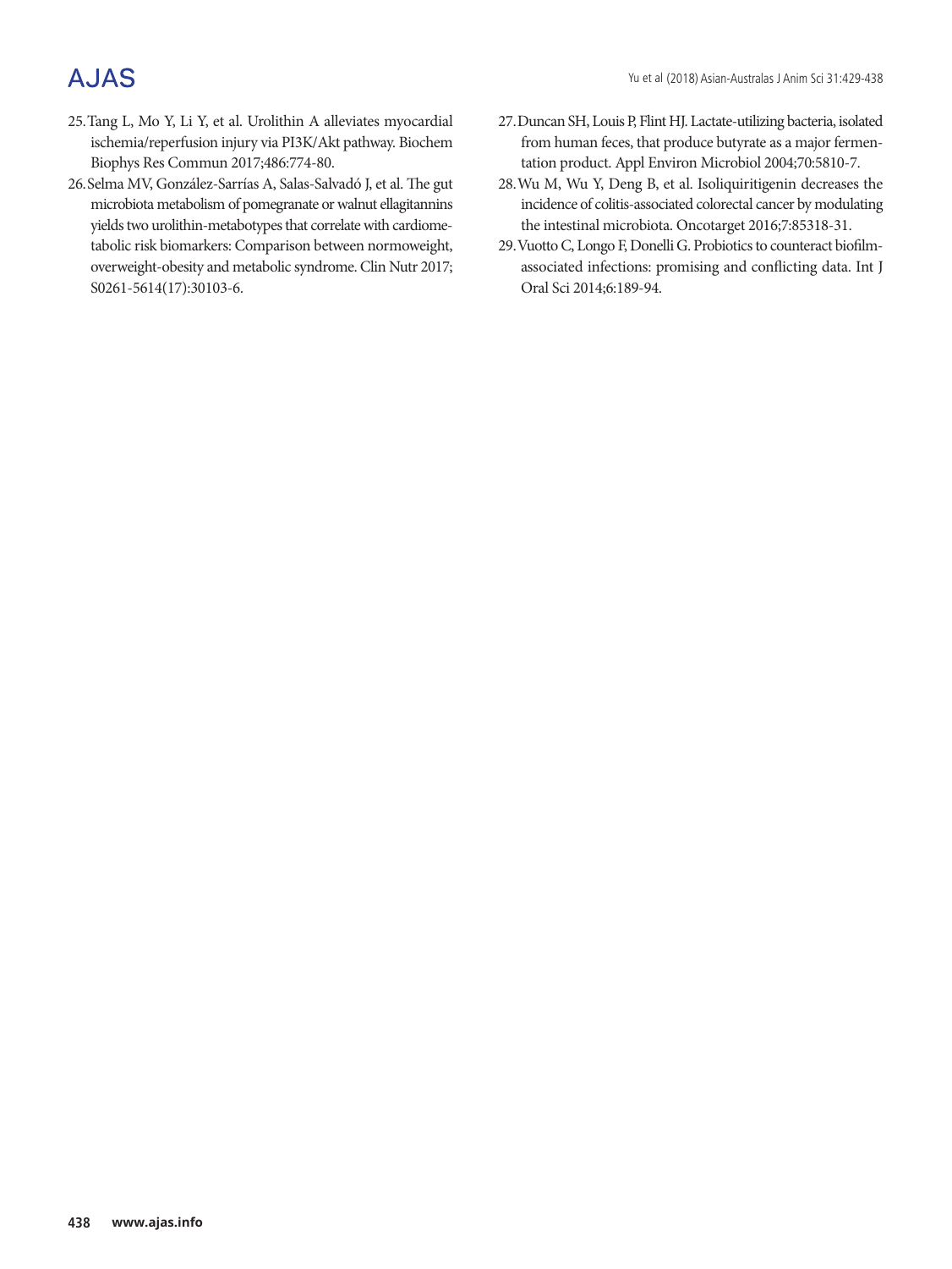25. Tang L, Mo Y, Li Y, et al. Urolithin A alleviates myocardial ischemia/reperfusion injury via PI3K/Akt pathway. Biochem Biophys Res Commun 2017;486:774-80.
26. Selma MV, González-Sarrías A, Salas-Salvadó J, et al. The gut microbiota metabolism of pomegranate or walnut ellagitannins yields two urolithin-metabotypes that correlate with cardiometabolic risk biomarkers: Comparison between normoweight, overweight-obesity and metabolic syndrome. Clin Nutr 2017; S0261-5614(17):30103-6.
27. Duncan SH, Louis P, Flint HJ. Lactate-utilizing bacteria, isolated from human feces, that produce butyrate as a major fermentation product. Appl Environ Microbiol 2004;70:5810-7.
28. Wu M, Wu Y, Deng B, et al. Isoliquiritigenin decreases the incidence of colitis-associated colorectal cancer by modulating the intestinal microbiota. Oncotarget 2016;7:85318-31.
29. Vuotto C, Longo F, Donelli G. Probiotics to counteract biofilm-associated infections: promising and conflicting data. Int J Oral Sci 2014;6:189-94.